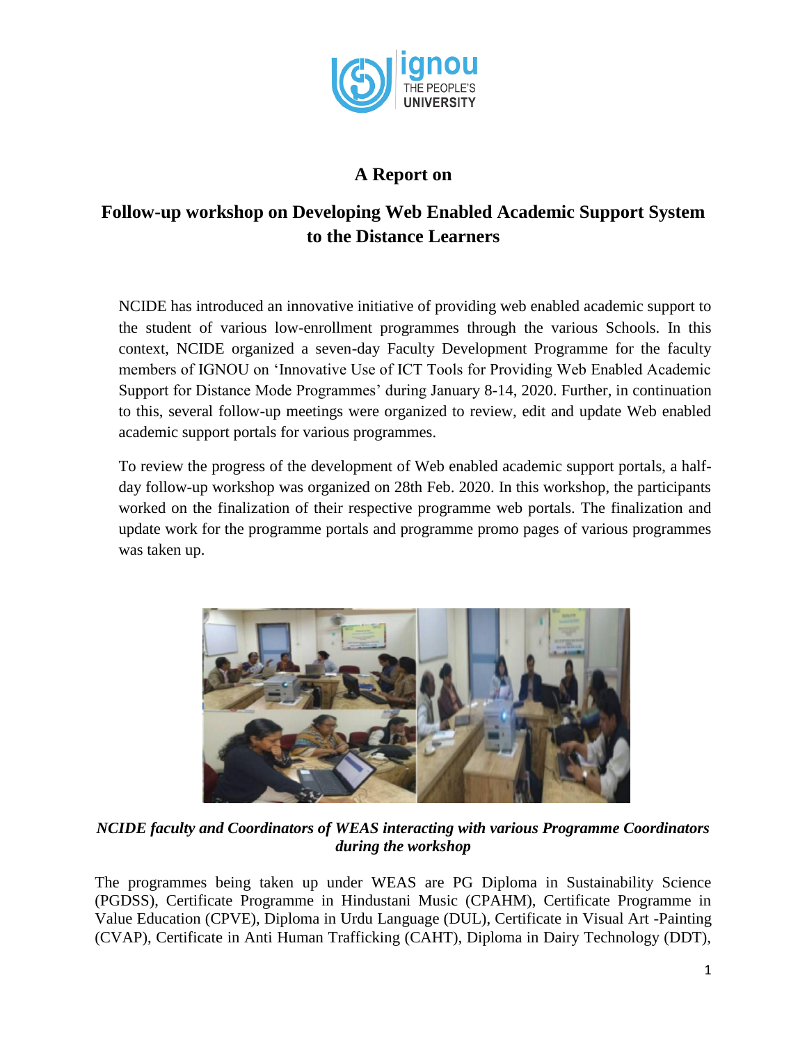# A Report on

## Follow-up workshop on Developing Web Enabled Academic Support System to the Distance Learners

NCIDE has introduced an innovative initiative of providing web enabled academic support to the student of various low-enrollment programmes through the various Schools. In this context, NCIDE organized a seven-day Faculty Development Programme for the faculty members of IGNOU on 'Innovative Use of ICT Tools for Providing Web Enabled Academic Support for Distance Mode Programmes' during January 8-14, 2020. Further, in continuation to this, several follow-up meetings were organized to review, edit and update Web enabled academic support portals for various programmes.

To review the progress of the development of Web enabled academic support portals, a half-day follow-up workshop was organized on 28th Feb. 2020. In this workshop, the participants worked on the finalization of their respective programme web portals. The finalization and update work for the programme portals and programme promo pages of various programmes was taken up.

*NCIDE faculty and Coordinators of WEAS interacting with various Programme Coordinators during the workshop*

The programmes being taken up under WEAS are PG Diploma in Sustainability Science (PGDSS), Certificate Programme in Hindustani Music (CPAHM), Certificate Programme in Value Education (CPVE), Diploma in Urdu Language (DUL), Certificate in Visual Art -Painting (CVAP), Certificate in Anti Human Trafficking (CAHT), Diploma in Dairy Technology (DDT),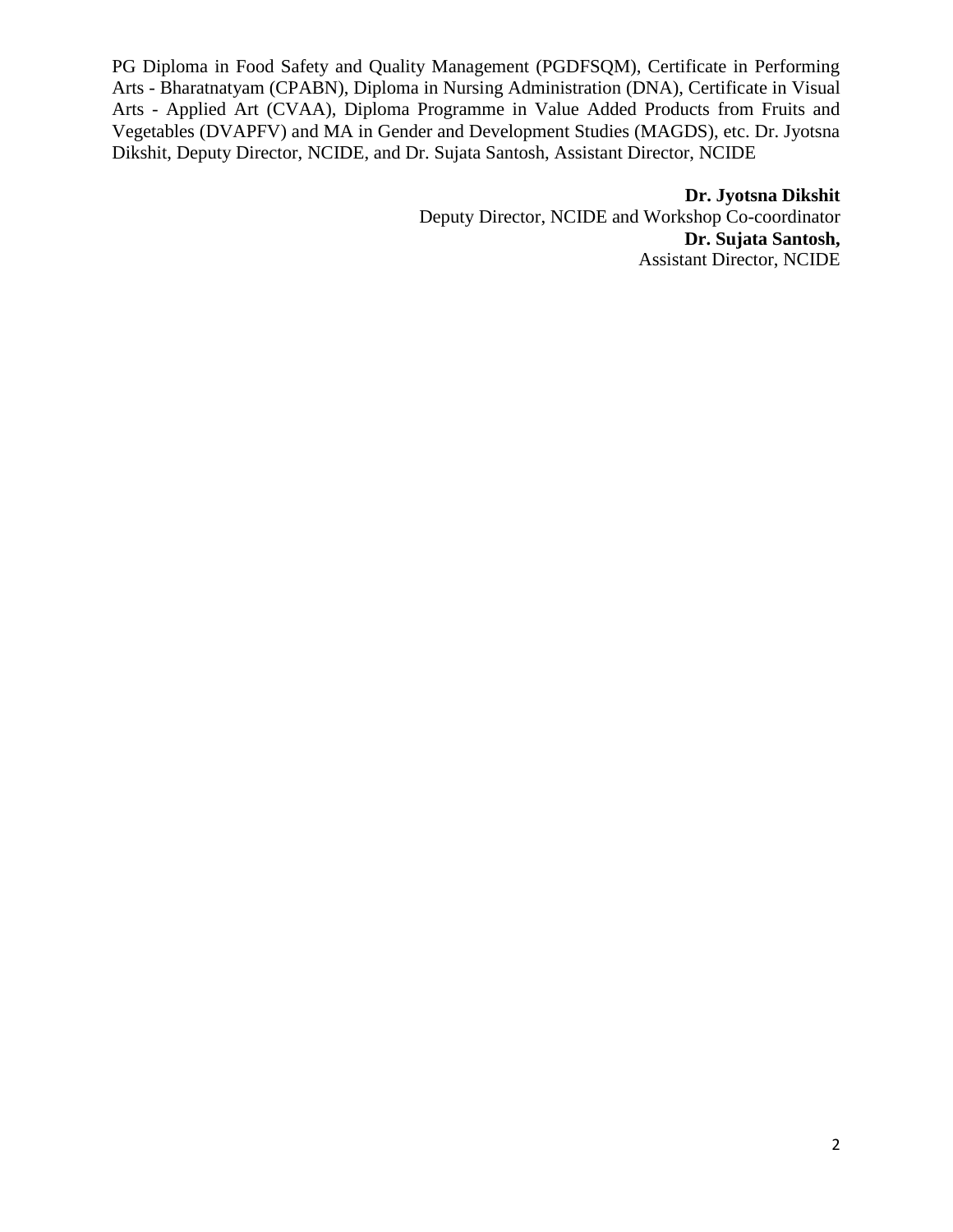PG Diploma in Food Safety and Quality Management (PGDFSQM), Certificate in Performing Arts - Bharatnatyam (CPABN), Diploma in Nursing Administration (DNA), Certificate in Visual Arts - Applied Art (CVAA), Diploma Programme in Value Added Products from Fruits and Vegetables (DVAPFV) and MA in Gender and Development Studies (MAGDS), etc. Dr. Jyotsna Dikshit, Deputy Director, NCIDE, and Dr. Sujata Santosh, Assistant Director, NCIDE

**Dr. Jyotsna Dikshit**
Deputy Director, NCIDE and Workshop Co-coordinator
**Dr. Sujata Santosh,**
Assistant Director, NCIDE